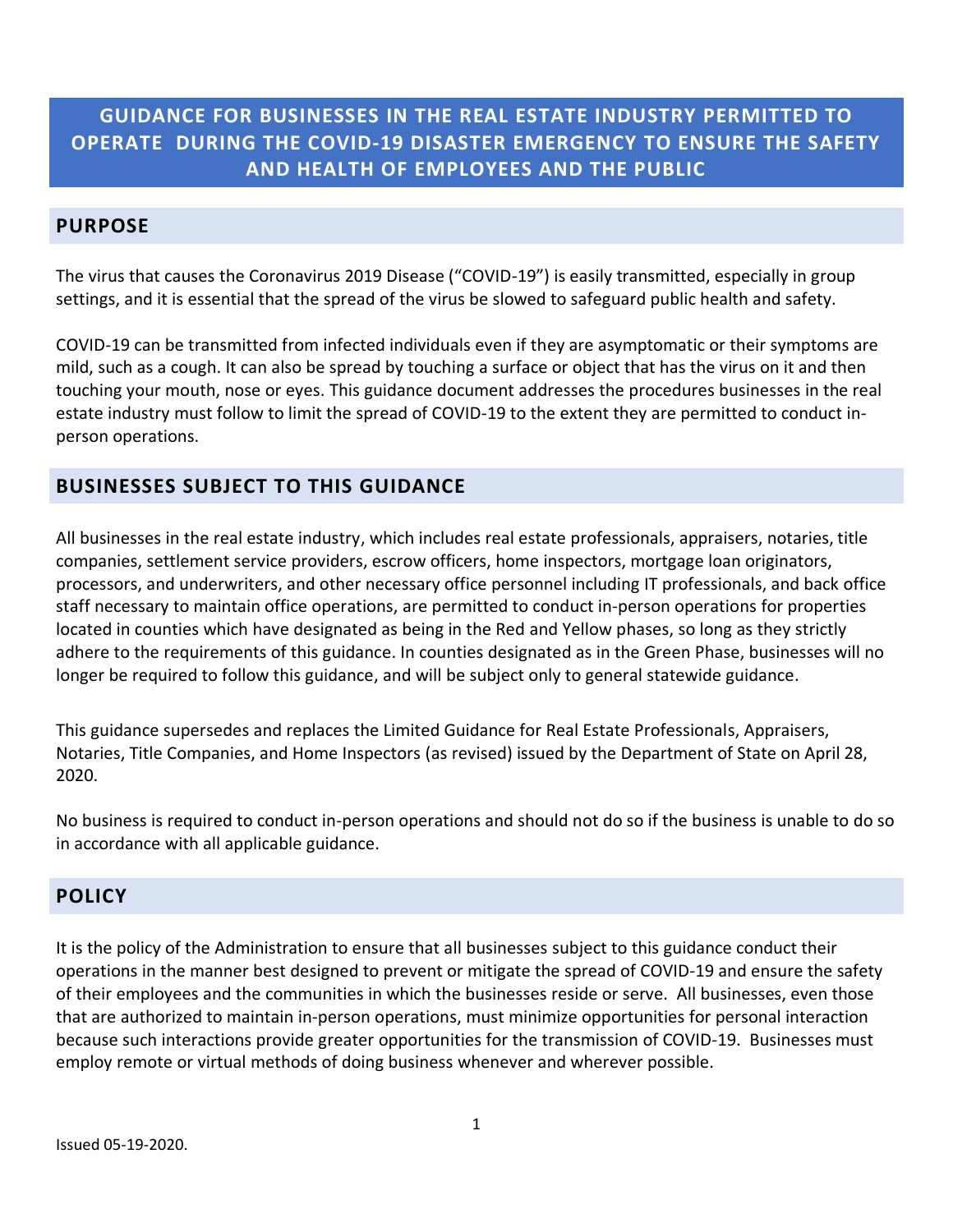# GUIDANCE FOR BUSINESSES IN THE REAL ESTATE INDUSTRY PERMITTED TO OPERATE DURING THE COVID-19 DISASTER EMERGENCY TO ENSURE THE SAFETY AND HEALTH OF EMPLOYEES AND THE PUBLIC

## PURPOSE

The virus that causes the Coronavirus 2019 Disease ("COVID-19") is easily transmitted, especially in group settings, and it is essential that the spread of the virus be slowed to safeguard public health and safety.

COVID-19 can be transmitted from infected individuals even if they are asymptomatic or their symptoms are mild, such as a cough. It can also be spread by touching a surface or object that has the virus on it and then touching your mouth, nose or eyes. This guidance document addresses the procedures businesses in the real estate industry must follow to limit the spread of COVID-19 to the extent they are permitted to conduct in-person operations.

## BUSINESSES SUBJECT TO THIS GUIDANCE

All businesses in the real estate industry, which includes real estate professionals, appraisers, notaries, title companies, settlement service providers, escrow officers, home inspectors, mortgage loan originators, processors, and underwriters, and other necessary office personnel including IT professionals, and back office staff necessary to maintain office operations, are permitted to conduct in-person operations for properties located in counties which have designated as being in the Red and Yellow phases, so long as they strictly adhere to the requirements of this guidance. In counties designated as in the Green Phase, businesses will no longer be required to follow this guidance, and will be subject only to general statewide guidance.

This guidance supersedes and replaces the Limited Guidance for Real Estate Professionals, Appraisers, Notaries, Title Companies, and Home Inspectors (as revised) issued by the Department of State on April 28, 2020.

No business is required to conduct in-person operations and should not do so if the business is unable to do so in accordance with all applicable guidance.

## POLICY

It is the policy of the Administration to ensure that all businesses subject to this guidance conduct their operations in the manner best designed to prevent or mitigate the spread of COVID-19 and ensure the safety of their employees and the communities in which the businesses reside or serve. All businesses, even those that are authorized to maintain in-person operations, must minimize opportunities for personal interaction because such interactions provide greater opportunities for the transmission of COVID-19. Businesses must employ remote or virtual methods of doing business whenever and wherever possible.

Issued 05-19-2020.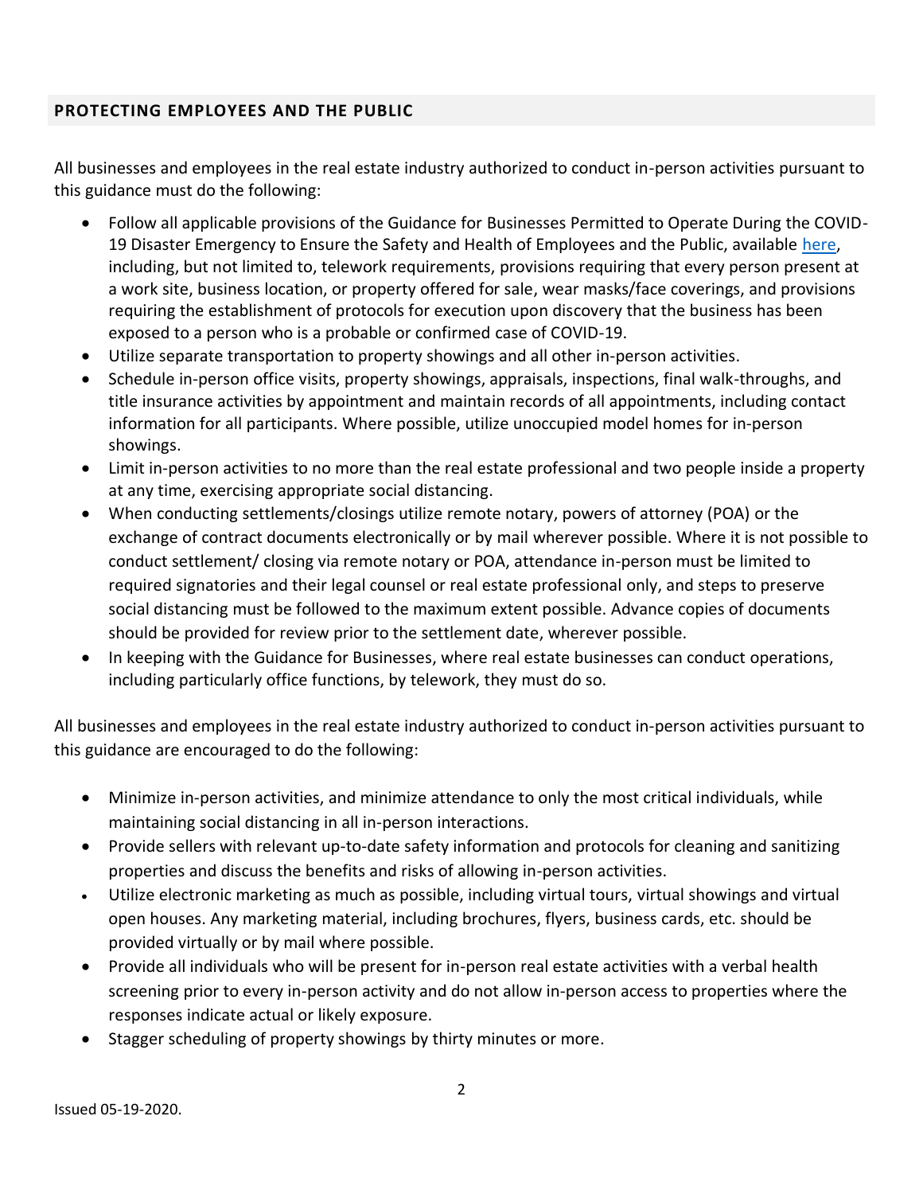## PROTECTING EMPLOYEES AND THE PUBLIC

All businesses and employees in the real estate industry authorized to conduct in-person activities pursuant to this guidance must do the following:

- Follow all applicable provisions of the Guidance for Businesses Permitted to Operate During the COVID-19 Disaster Emergency to Ensure the Safety and Health of Employees and the Public, available [here](), including, but not limited to, telework requirements, provisions requiring that every person present at a work site, business location, or property offered for sale, wear masks/face coverings, and provisions requiring the establishment of protocols for execution upon discovery that the business has been exposed to a person who is a probable or confirmed case of COVID-19.
- Utilize separate transportation to property showings and all other in-person activities.
- Schedule in-person office visits, property showings, appraisals, inspections, final walk-throughs, and title insurance activities by appointment and maintain records of all appointments, including contact information for all participants. Where possible, utilize unoccupied model homes for in-person showings.
- Limit in-person activities to no more than the real estate professional and two people inside a property at any time, exercising appropriate social distancing.
- When conducting settlements/closings utilize remote notary, powers of attorney (POA) or the exchange of contract documents electronically or by mail wherever possible. Where it is not possible to conduct settlement/ closing via remote notary or POA, attendance in-person must be limited to required signatories and their legal counsel or real estate professional only, and steps to preserve social distancing must be followed to the maximum extent possible. Advance copies of documents should be provided for review prior to the settlement date, wherever possible.
- In keeping with the Guidance for Businesses, where real estate businesses can conduct operations, including particularly office functions, by telework, they must do so.

All businesses and employees in the real estate industry authorized to conduct in-person activities pursuant to this guidance are encouraged to do the following:

- Minimize in-person activities, and minimize attendance to only the most critical individuals, while maintaining social distancing in all in-person interactions.
- Provide sellers with relevant up-to-date safety information and protocols for cleaning and sanitizing properties and discuss the benefits and risks of allowing in-person activities.
- Utilize electronic marketing as much as possible, including virtual tours, virtual showings and virtual open houses. Any marketing material, including brochures, flyers, business cards, etc. should be provided virtually or by mail where possible.
- Provide all individuals who will be present for in-person real estate activities with a verbal health screening prior to every in-person activity and do not allow in-person access to properties where the responses indicate actual or likely exposure.
- Stagger scheduling of property showings by thirty minutes or more.

Issued 05-19-2020.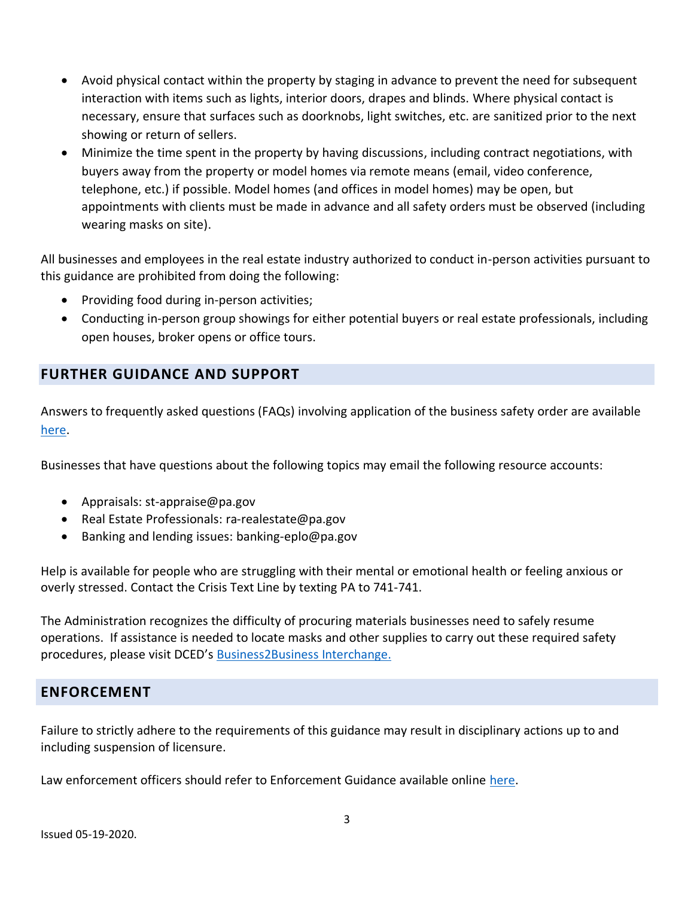- Avoid physical contact within the property by staging in advance to prevent the need for subsequent interaction with items such as lights, interior doors, drapes and blinds. Where physical contact is necessary, ensure that surfaces such as doorknobs, light switches, etc. are sanitized prior to the next showing or return of sellers.
- Minimize the time spent in the property by having discussions, including contract negotiations, with buyers away from the property or model homes via remote means (email, video conference, telephone, etc.) if possible. Model homes (and offices in model homes) may be open, but appointments with clients must be made in advance and all safety orders must be observed (including wearing masks on site).

All businesses and employees in the real estate industry authorized to conduct in-person activities pursuant to this guidance are prohibited from doing the following:

- Providing food during in-person activities;
- Conducting in-person group showings for either potential buyers or real estate professionals, including open houses, broker opens or office tours.

## FURTHER GUIDANCE AND SUPPORT

Answers to frequently asked questions (FAQs) involving application of the business safety order are available here.

Businesses that have questions about the following topics may email the following resource accounts:

- Appraisals: st-appraise@pa.gov
- Real Estate Professionals: ra-realestate@pa.gov
- Banking and lending issues: banking-eplo@pa.gov

Help is available for people who are struggling with their mental or emotional health or feeling anxious or overly stressed. Contact the Crisis Text Line by texting PA to 741-741.

The Administration recognizes the difficulty of procuring materials businesses need to safely resume operations. If assistance is needed to locate masks and other supplies to carry out these required safety procedures, please visit DCED's Business2Business Interchange.

## ENFORCEMENT

Failure to strictly adhere to the requirements of this guidance may result in disciplinary actions up to and including suspension of licensure.

Law enforcement officers should refer to Enforcement Guidance available online here.

Issued 05-19-2020.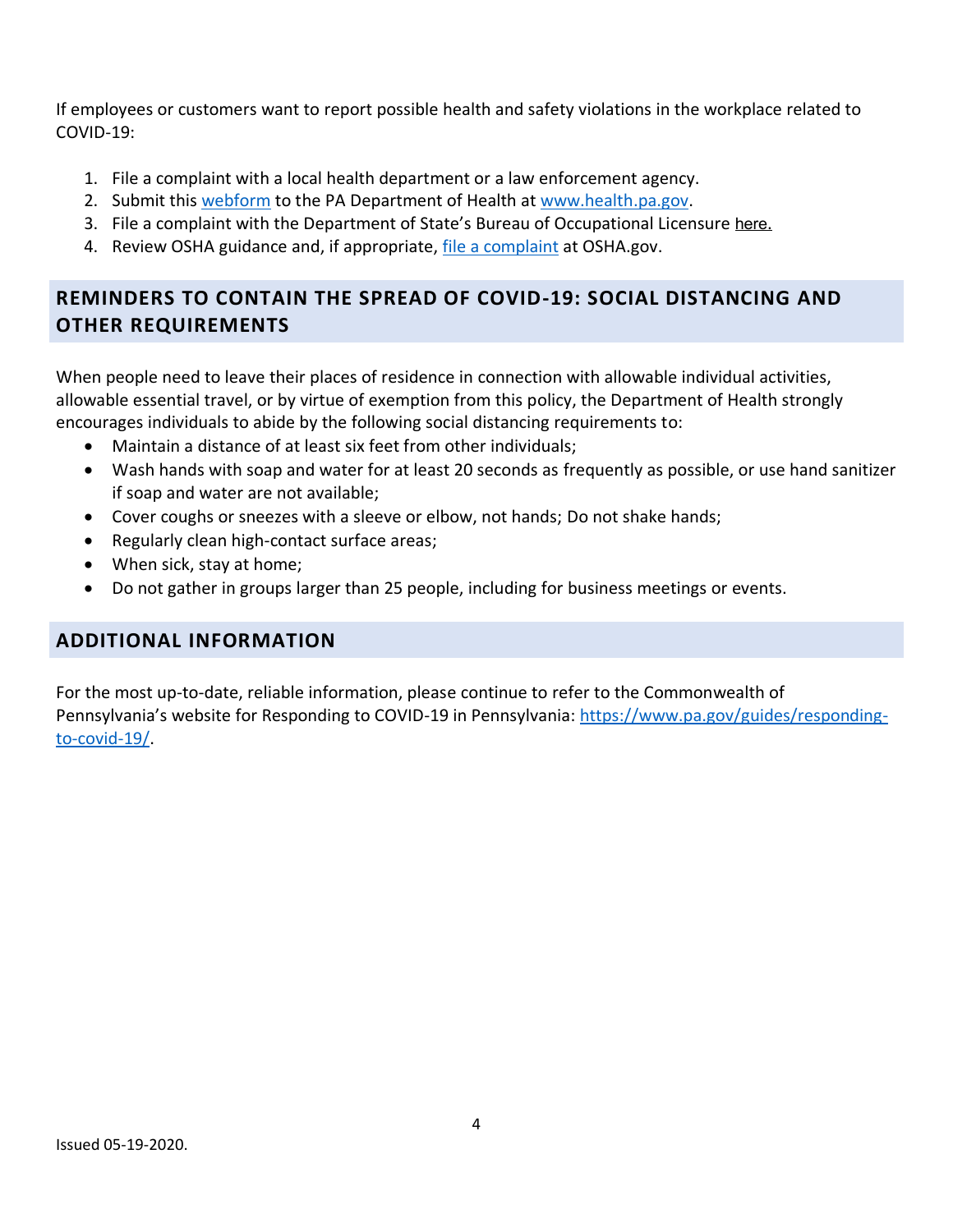If employees or customers want to report possible health and safety violations in the workplace related to COVID-19:

1. File a complaint with a local health department or a law enforcement agency.
2. Submit this webform to the PA Department of Health at www.health.pa.gov.
3. File a complaint with the Department of State's Bureau of Occupational Licensure here.
4. Review OSHA guidance and, if appropriate, file a complaint at OSHA.gov.

## REMINDERS TO CONTAIN THE SPREAD OF COVID-19: SOCIAL DISTANCING AND OTHER REQUIREMENTS

When people need to leave their places of residence in connection with allowable individual activities, allowable essential travel, or by virtue of exemption from this policy, the Department of Health strongly encourages individuals to abide by the following social distancing requirements to:

- Maintain a distance of at least six feet from other individuals;
- Wash hands with soap and water for at least 20 seconds as frequently as possible, or use hand sanitizer if soap and water are not available;
- Cover coughs or sneezes with a sleeve or elbow, not hands; Do not shake hands;
- Regularly clean high-contact surface areas;
- When sick, stay at home;
- Do not gather in groups larger than 25 people, including for business meetings or events.

## ADDITIONAL INFORMATION

For the most up-to-date, reliable information, please continue to refer to the Commonwealth of Pennsylvania's website for Responding to COVID-19 in Pennsylvania: https://www.pa.gov/guides/responding-to-covid-19/.

Issued 05-19-2020.